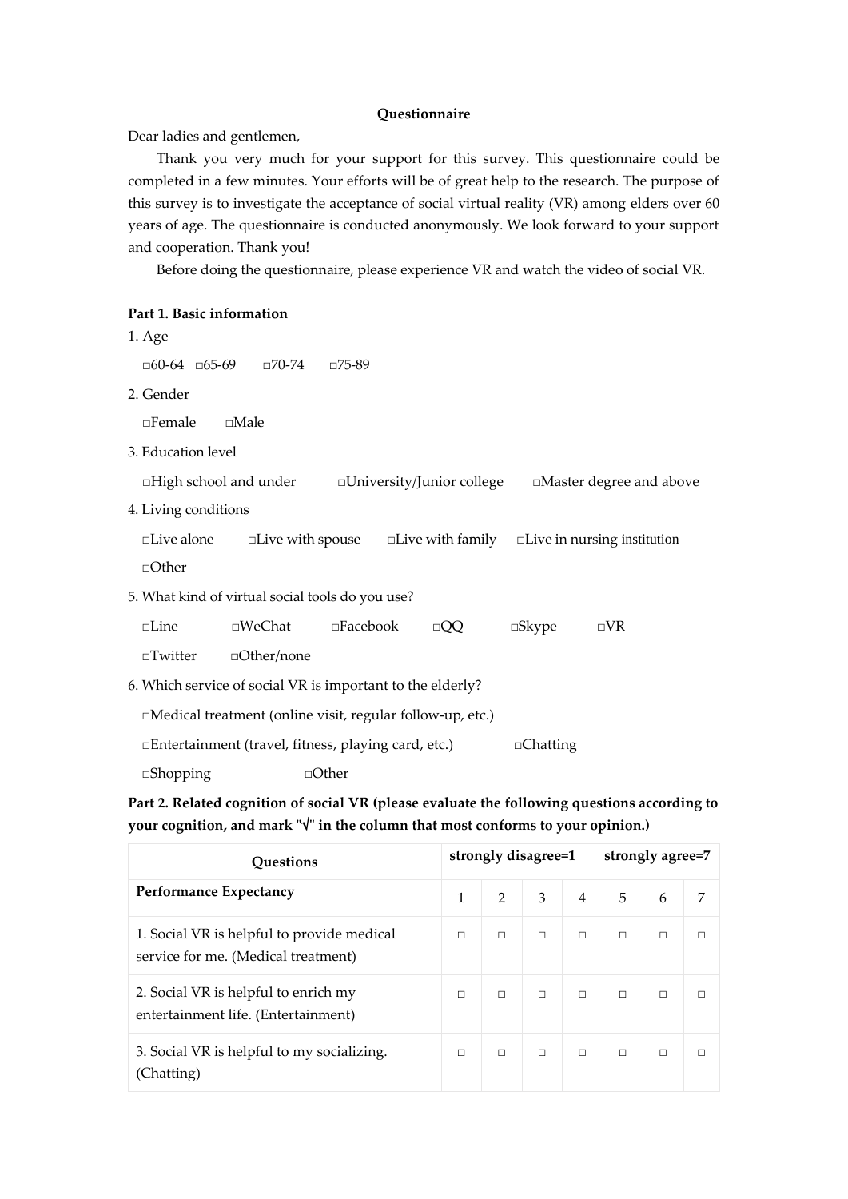# Questionnaire

Dear ladies and gentlemen,

Thank you very much for your support for this survey. This questionnaire could be completed in a few minutes. Your efforts will be of great help to the research. The purpose of this survey is to investigate the acceptance of social virtual reality (VR) among elders over 60 years of age. The questionnaire is conducted anonymously. We look forward to your support and cooperation. Thank you!

Before doing the questionnaire, please experience VR and watch the video of social VR.

**Part 1. Basic information**

1. Age

□60-64 □65-69 □70-74 □75-89

2. Gender

□Female □Male

3. Education level

□High school and under □University/Junior college □Master degree and above

4. Living conditions

□Live alone □Live with spouse □Live with family □Live in nursing institution □Other

5. What kind of virtual social tools do you use?

□Line □WeChat □Facebook □QQ □Skype □VR □Twitter □Other/none

6. Which service of social VR is important to the elderly?

□Medical treatment (online visit, regular follow-up, etc.)

□Entertainment (travel, fitness, playing card, etc.) □Chatting

□Shopping □Other

**Part 2. Related cognition of social VR (please evaluate the following questions according to your cognition, and mark "√" in the column that most conforms to your opinion.)**

| Questions | strongly disagree=1 | | | | | | strongly agree=7 |
|---|---|---|---|---|---|---|---|
| **Performance Expectancy** | 1 | 2 | 3 | 4 | 5 | 6 | 7 |
| 1. Social VR is helpful to provide medical service for me. (Medical treatment) | □ | □ | □ | □ | □ | □ | □ |
| 2. Social VR is helpful to enrich my entertainment life. (Entertainment) | □ | □ | □ | □ | □ | □ | □ |
| 3. Social VR is helpful to my socializing. (Chatting) | □ | □ | □ | □ | □ | □ | □ |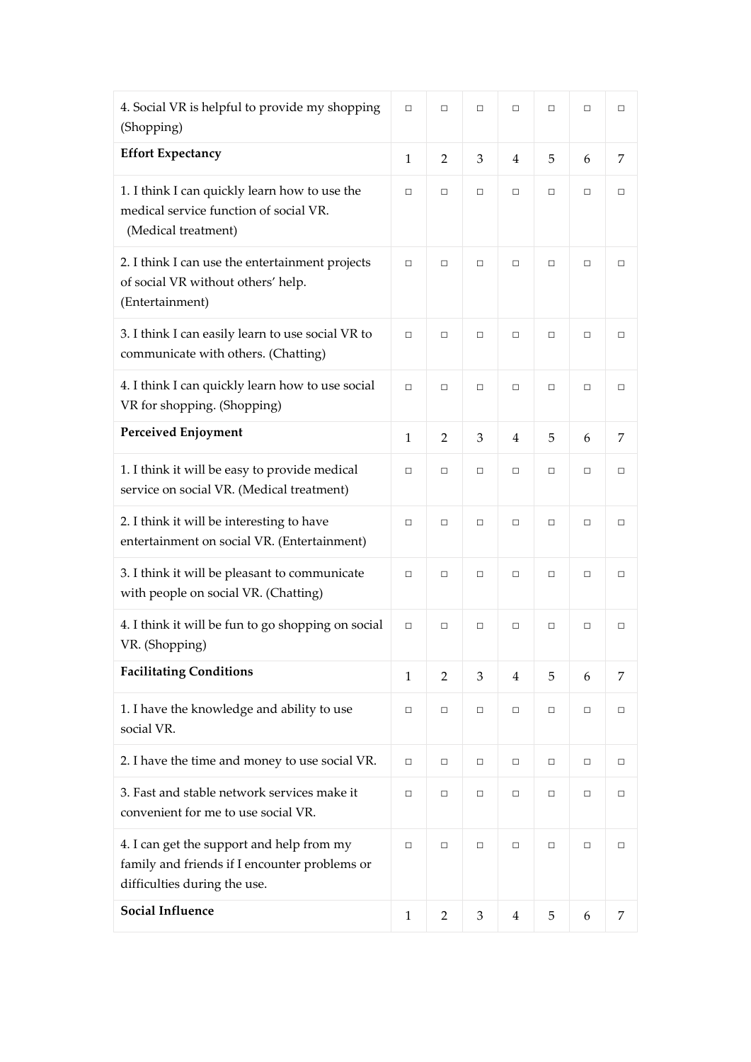| | | | | | | | |
|---|---|---|---|---|---|---|---|
| 4. Social VR is helpful to provide my shopping (Shopping) | □ | □ | □ | □ | □ | □ | □ |
| **Effort Expectancy** | 1 | 2 | 3 | 4 | 5 | 6 | 7 |
| 1. I think I can quickly learn how to use the medical service function of social VR. (Medical treatment) | □ | □ | □ | □ | □ | □ | □ |
| 2. I think I can use the entertainment projects of social VR without others' help. (Entertainment) | □ | □ | □ | □ | □ | □ | □ |
| 3. I think I can easily learn to use social VR to communicate with others. (Chatting) | □ | □ | □ | □ | □ | □ | □ |
| 4. I think I can quickly learn how to use social VR for shopping. (Shopping) | □ | □ | □ | □ | □ | □ | □ |
| **Perceived Enjoyment** | 1 | 2 | 3 | 4 | 5 | 6 | 7 |
| 1. I think it will be easy to provide medical service on social VR. (Medical treatment) | □ | □ | □ | □ | □ | □ | □ |
| 2. I think it will be interesting to have entertainment on social VR. (Entertainment) | □ | □ | □ | □ | □ | □ | □ |
| 3. I think it will be pleasant to communicate with people on social VR. (Chatting) | □ | □ | □ | □ | □ | □ | □ |
| 4. I think it will be fun to go shopping on social VR. (Shopping) | □ | □ | □ | □ | □ | □ | □ |
| **Facilitating Conditions** | 1 | 2 | 3 | 4 | 5 | 6 | 7 |
| 1. I have the knowledge and ability to use social VR. | □ | □ | □ | □ | □ | □ | □ |
| 2. I have the time and money to use social VR. | □ | □ | □ | □ | □ | □ | □ |
| 3. Fast and stable network services make it convenient for me to use social VR. | □ | □ | □ | □ | □ | □ | □ |
| 4. I can get the support and help from my family and friends if I encounter problems or difficulties during the use. | □ | □ | □ | □ | □ | □ | □ |
| **Social Influence** | 1 | 2 | 3 | 4 | 5 | 6 | 7 |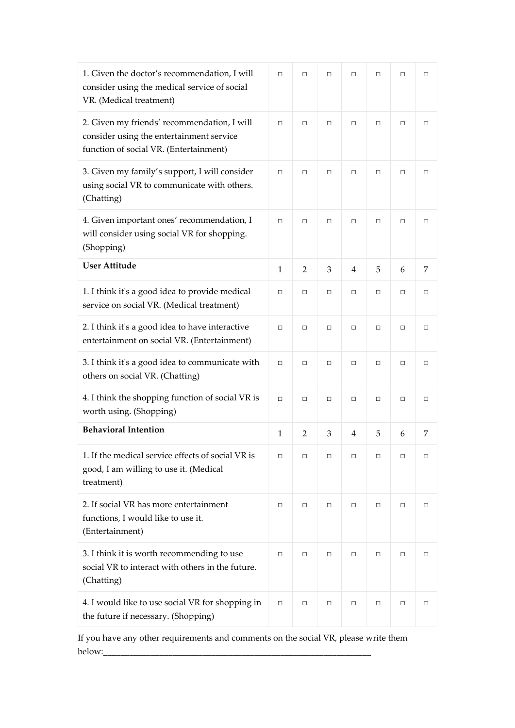| | | | | | | | |
|---|---|---|---|---|---|---|---|
| 1. Given the doctor's recommendation, I will consider using the medical service of social VR. (Medical treatment) | □ | □ | □ | □ | □ | □ | □ |
| 2. Given my friends' recommendation, I will consider using the entertainment service function of social VR. (Entertainment) | □ | □ | □ | □ | □ | □ | □ |
| 3. Given my family's support, I will consider using social VR to communicate with others. (Chatting) | □ | □ | □ | □ | □ | □ | □ |
| 4. Given important ones' recommendation, I will consider using social VR for shopping. (Shopping) | □ | □ | □ | □ | □ | □ | □ |
| **User Attitude** | 1 | 2 | 3 | 4 | 5 | 6 | 7 |
| 1. I think it's a good idea to provide medical service on social VR. (Medical treatment) | □ | □ | □ | □ | □ | □ | □ |
| 2. I think it's a good idea to have interactive entertainment on social VR. (Entertainment) | □ | □ | □ | □ | □ | □ | □ |
| 3. I think it's a good idea to communicate with others on social VR. (Chatting) | □ | □ | □ | □ | □ | □ | □ |
| 4. I think the shopping function of social VR is worth using. (Shopping) | □ | □ | □ | □ | □ | □ | □ |
| **Behavioral Intention** | 1 | 2 | 3 | 4 | 5 | 6 | 7 |
| 1. If the medical service effects of social VR is good, I am willing to use it. (Medical treatment) | □ | □ | □ | □ | □ | □ | □ |
| 2. If social VR has more entertainment functions, I would like to use it. (Entertainment) | □ | □ | □ | □ | □ | □ | □ |
| 3. I think it is worth recommending to use social VR to interact with others in the future. (Chatting) | □ | □ | □ | □ | □ | □ | □ |
| 4. I would like to use social VR for shopping in the future if necessary. (Shopping) | □ | □ | □ | □ | □ | □ | □ |

If you have any other requirements and comments on the social VR, please write them below:_______________________________________________________________